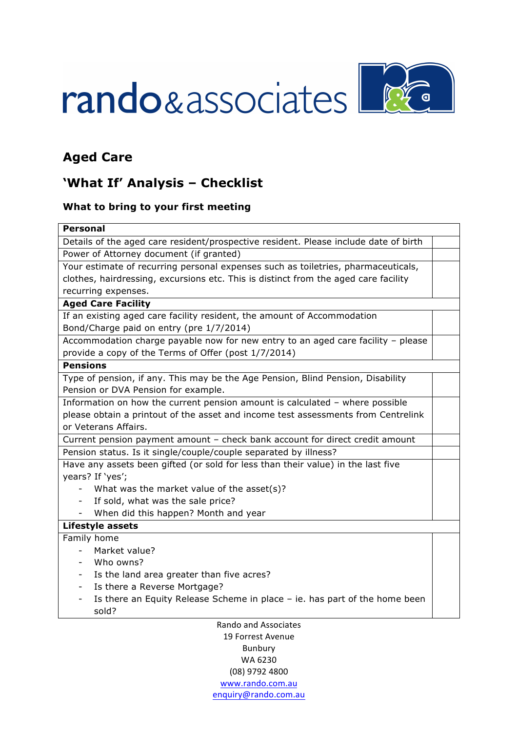rando & associates

## Aged Care

## 'What If' Analysis – Checklist

### What to bring to your first meeting

| **Personal** | |
|---|---|
| Details of the aged care resident/prospective resident. Please include date of birth | |
| Power of Attorney document (if granted) | |
| Your estimate of recurring personal expenses such as toiletries, pharmaceuticals, clothes, hairdressing, excursions etc. This is distinct from the aged care facility recurring expenses. | |
| **Aged Care Facility** | |
| If an existing aged care facility resident, the amount of Accommodation Bond/Charge paid on entry (pre 1/7/2014) | |
| Accommodation charge payable now for new entry to an aged care facility – please provide a copy of the Terms of Offer (post 1/7/2014) | |
| **Pensions** | |
| Type of pension, if any. This may be the Age Pension, Blind Pension, Disability Pension or DVA Pension for example. | |
| Information on how the current pension amount is calculated – where possible please obtain a printout of the asset and income test assessments from Centrelink or Veterans Affairs. | |
| Current pension payment amount – check bank account for direct credit amount | |
| Pension status. Is it single/couple/couple separated by illness? | |
| Have any assets been gifted (or sold for less than their value) in the last five years? If 'yes';<br>- What was the market value of the asset(s)?<br>- If sold, what was the sale price?<br>- When did this happen? Month and year | |
| **Lifestyle assets** | |
| Family home<br>- Market value?<br>- Who owns?<br>- Is the land area greater than five acres?<br>- Is there a Reverse Mortgage?<br>- Is there an Equity Release Scheme in place – ie. has part of the home been sold? | |

Rando and Associates
19 Forrest Avenue
Bunbury
WA 6230
(08) 9792 4800
www.rando.com.au
enquiry@rando.com.au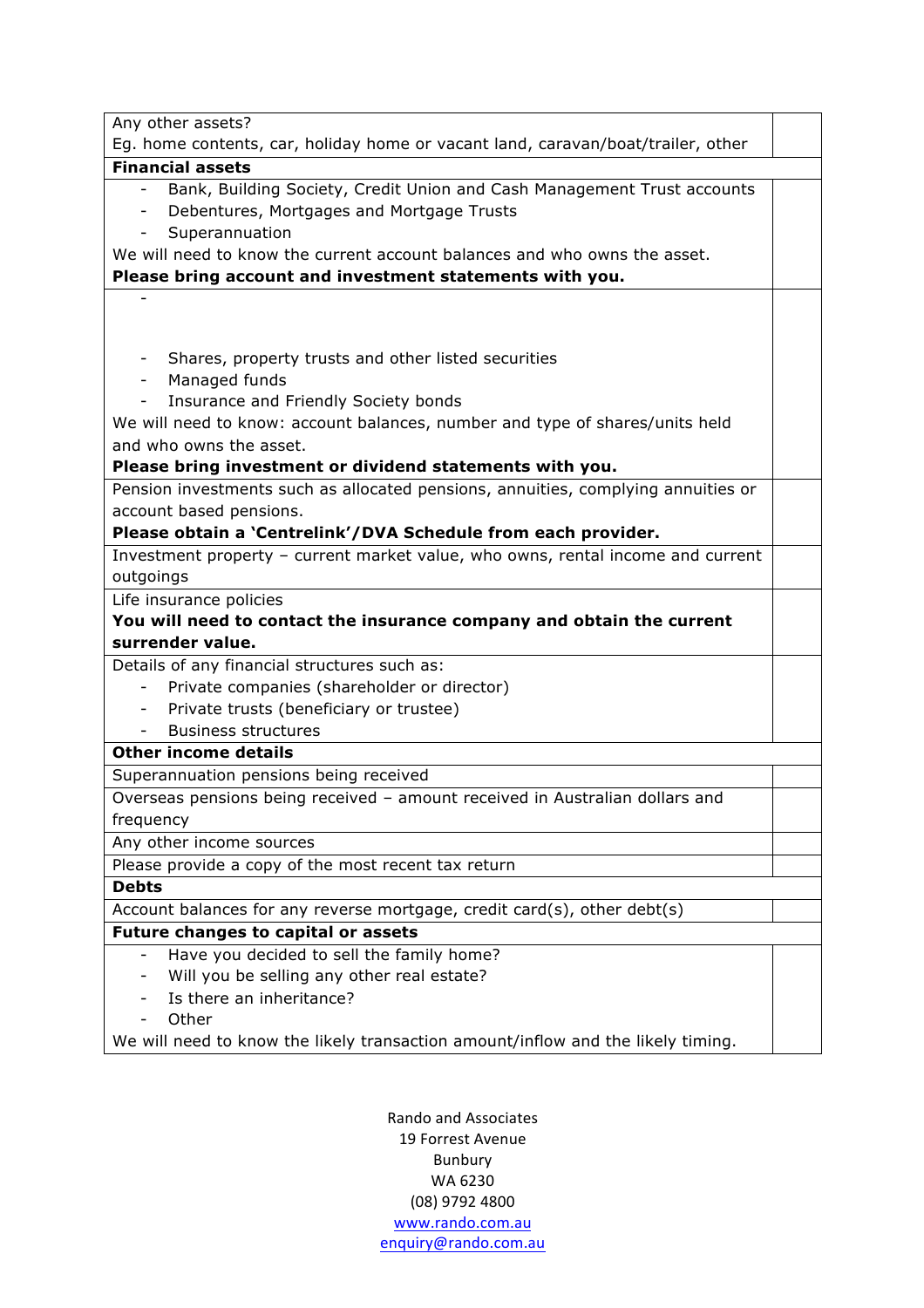| | |
|---|---|
| Any other assets?<br>Eg. home contents, car, holiday home or vacant land, caravan/boat/trailer, other | |
| **Financial assets** | |
| - Bank, Building Society, Credit Union and Cash Management Trust accounts<br>- Debentures, Mortgages and Mortgage Trusts<br>- Superannuation<br>We will need to know the current account balances and who owns the asset.<br>**Please bring account and investment statements with you.** | |
| -<br><br>- Shares, property trusts and other listed securities<br>- Managed funds<br>- Insurance and Friendly Society bonds<br>We will need to know: account balances, number and type of shares/units held and who owns the asset.<br>**Please bring investment or dividend statements with you.** | |
| Pension investments such as allocated pensions, annuities, complying annuities or account based pensions.<br>**Please obtain a 'Centrelink'/DVA Schedule from each provider.** | |
| Investment property – current market value, who owns, rental income and current outgoings | |
| Life insurance policies<br>**You will need to contact the insurance company and obtain the current surrender value.** | |
| Details of any financial structures such as:<br>- Private companies (shareholder or director)<br>- Private trusts (beneficiary or trustee)<br>- Business structures | |
| **Other income details** | |
| Superannuation pensions being received | |
| Overseas pensions being received – amount received in Australian dollars and frequency | |
| Any other income sources | |
| Please provide a copy of the most recent tax return | |
| **Debts** | |
| Account balances for any reverse mortgage, credit card(s), other debt(s) | |
| **Future changes to capital or assets** | |
| - Have you decided to sell the family home?<br>- Will you be selling any other real estate?<br>- Is there an inheritance?<br>- Other<br>We will need to know the likely transaction amount/inflow and the likely timing. | |

Rando and Associates
19 Forrest Avenue
Bunbury
WA 6230
(08) 9792 4800
www.rando.com.au
enquiry@rando.com.au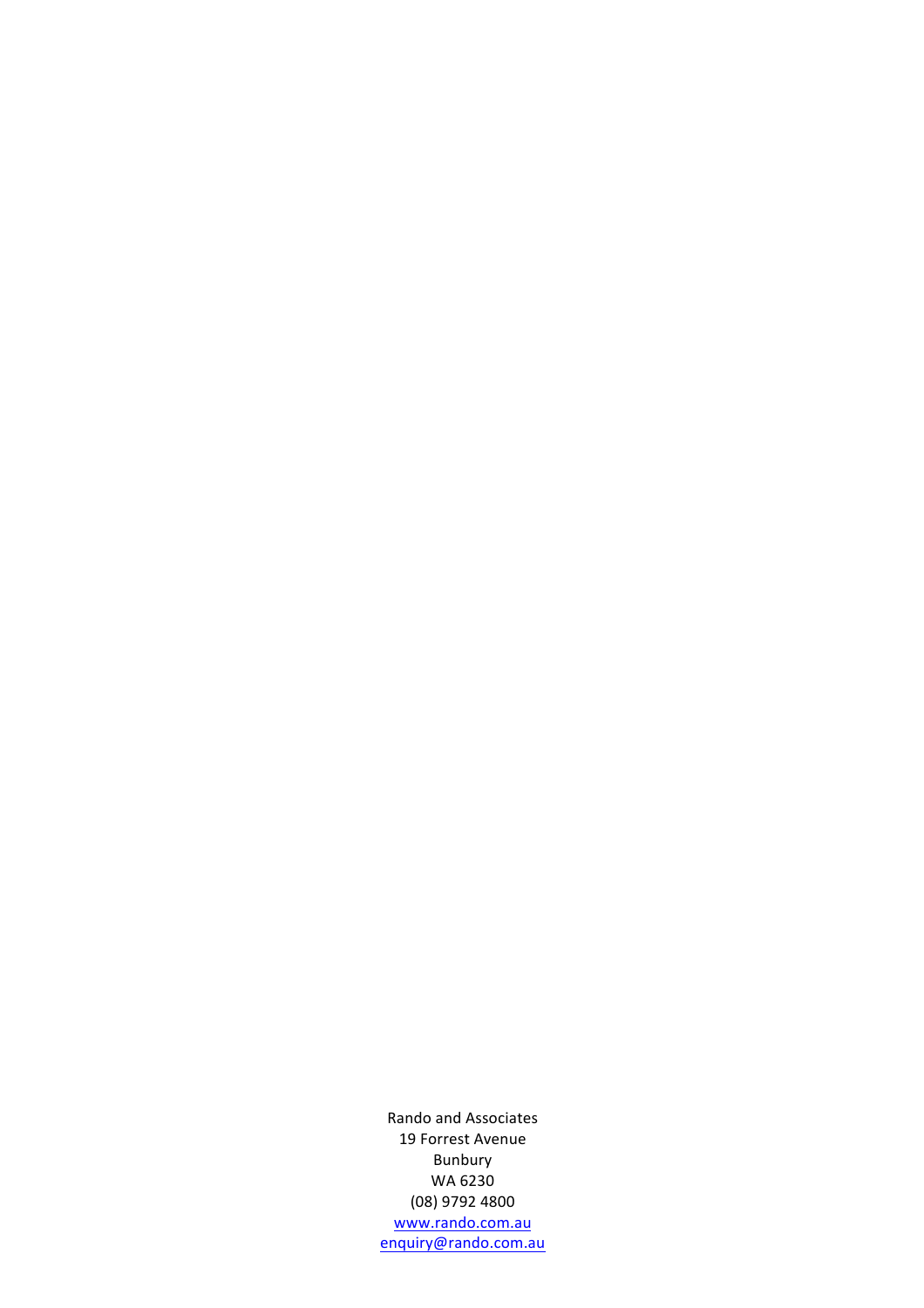Rando and Associates
19 Forrest Avenue
Bunbury
WA 6230
(08) 9792 4800
www.rando.com.au
enquiry@rando.com.au